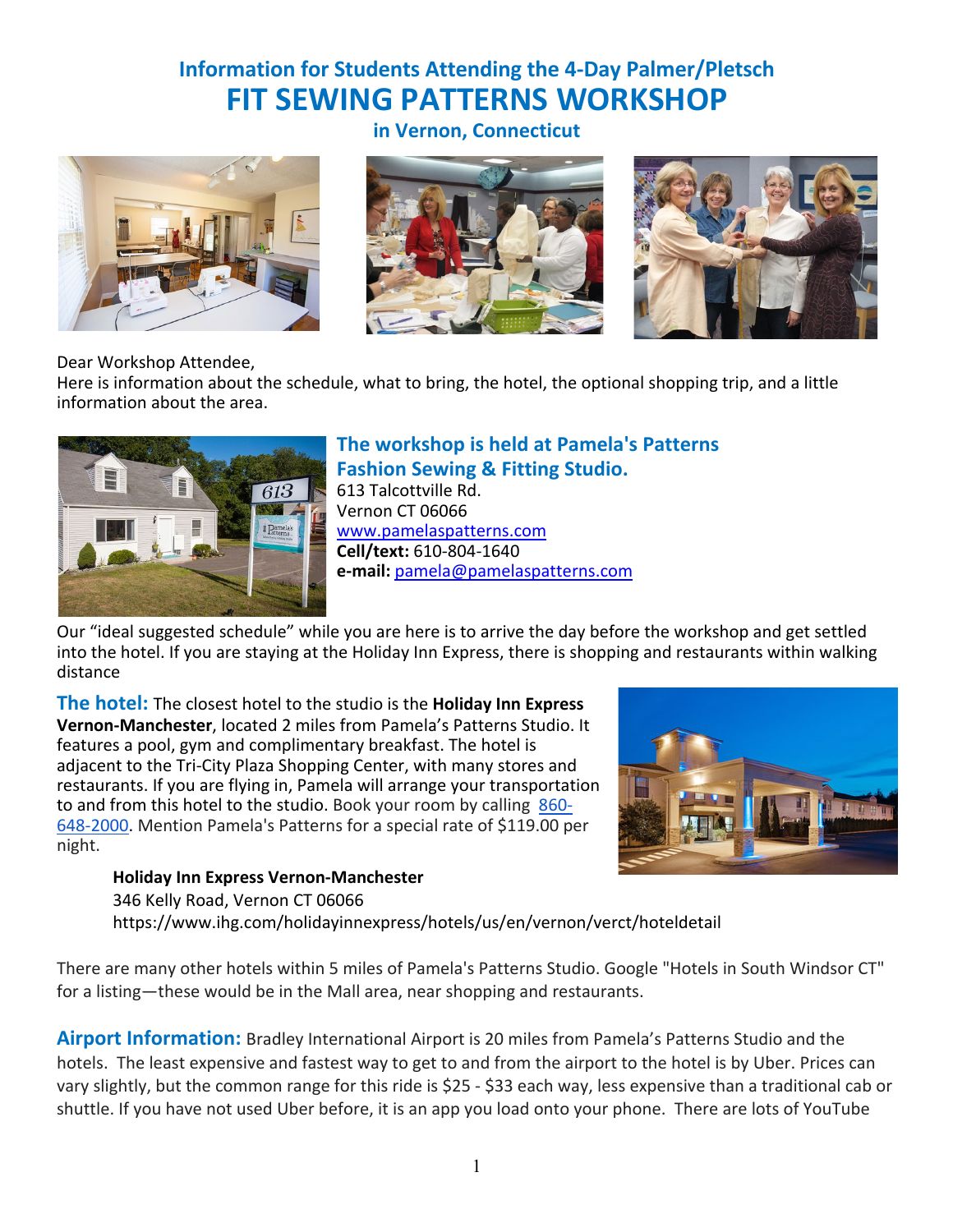# Information for Students Attending the 4-Day Palmer/Pletsch
# FIT SEWING PATTERNS WORKSHOP
### in Vernon, Connecticut

Dear Workshop Attendee,
Here is information about the schedule, what to bring, the hotel, the optional shopping trip, and a little information about the area.

## The workshop is held at Pamela's Patterns Fashion Sewing & Fitting Studio.

613 Talcottville Rd.
Vernon CT 06066
www.pamelaspatterns.com
**Cell/text:** 610-804-1640
**e-mail:** pamela@pamelaspatterns.com

Our "ideal suggested schedule" while you are here is to arrive the day before the workshop and get settled into the hotel. If you are staying at the Holiday Inn Express, there is shopping and restaurants within walking distance

**The hotel:** The closest hotel to the studio is the **Holiday Inn Express Vernon-Manchester**, located 2 miles from Pamela's Patterns Studio. It features a pool, gym and complimentary breakfast. The hotel is adjacent to the Tri-City Plaza Shopping Center, with many stores and restaurants. If you are flying in, Pamela will arrange your transportation to and from this hotel to the studio. Book your room by calling 860-648-2000. Mention Pamela's Patterns for a special rate of $119.00 per night.

> **Holiday Inn Express Vernon-Manchester**
> 346 Kelly Road, Vernon CT 06066
> https://www.ihg.com/holidayinnexpress/hotels/us/en/vernon/verct/hoteldetail

There are many other hotels within 5 miles of Pamela's Patterns Studio. Google "Hotels in South Windsor CT" for a listing—these would be in the Mall area, near shopping and restaurants.

**Airport Information:** Bradley International Airport is 20 miles from Pamela's Patterns Studio and the hotels. The least expensive and fastest way to get to and from the airport to the hotel is by Uber. Prices can vary slightly, but the common range for this ride is $25 - $33 each way, less expensive than a traditional cab or shuttle. If you have not used Uber before, it is an app you load onto your phone. There are lots of YouTube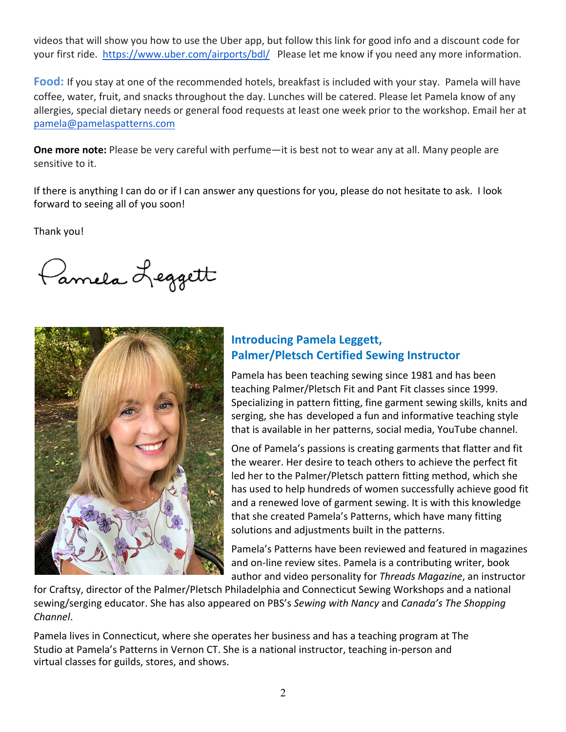videos that will show you how to use the Uber app, but follow this link for good info and a discount code for your first ride. https://www.uber.com/airports/bdl/ Please let me know if you need any more information.

**Food:** If you stay at one of the recommended hotels, breakfast is included with your stay. Pamela will have coffee, water, fruit, and snacks throughout the day. Lunches will be catered. Please let Pamela know of any allergies, special dietary needs or general food requests at least one week prior to the workshop. Email her at pamela@pamelaspatterns.com

**One more note:** Please be very careful with perfume—it is best not to wear any at all. Many people are sensitive to it.

If there is anything I can do or if I can answer any questions for you, please do not hesitate to ask. I look forward to seeing all of you soon!

Thank you!

Pamela Leggett

## Introducing Pamela Leggett, Palmer/Pletsch Certified Sewing Instructor

Pamela has been teaching sewing since 1981 and has been teaching Palmer/Pletsch Fit and Pant Fit classes since 1999. Specializing in pattern fitting, fine garment sewing skills, knits and serging, she has developed a fun and informative teaching style that is available in her patterns, social media, YouTube channel.

One of Pamela's passions is creating garments that flatter and fit the wearer. Her desire to teach others to achieve the perfect fit led her to the Palmer/Pletsch pattern fitting method, which she has used to help hundreds of women successfully achieve good fit and a renewed love of garment sewing. It is with this knowledge that she created Pamela's Patterns, which have many fitting solutions and adjustments built in the patterns.

Pamela's Patterns have been reviewed and featured in magazines and on-line review sites. Pamela is a contributing writer, book author and video personality for *Threads Magazine*, an instructor for Craftsy, director of the Palmer/Pletsch Philadelphia and Connecticut Sewing Workshops and a national sewing/serging educator. She has also appeared on PBS's *Sewing with Nancy* and *Canada's The Shopping Channel*.

Pamela lives in Connecticut, where she operates her business and has a teaching program at The Studio at Pamela's Patterns in Vernon CT. She is a national instructor, teaching in-person and virtual classes for guilds, stores, and shows.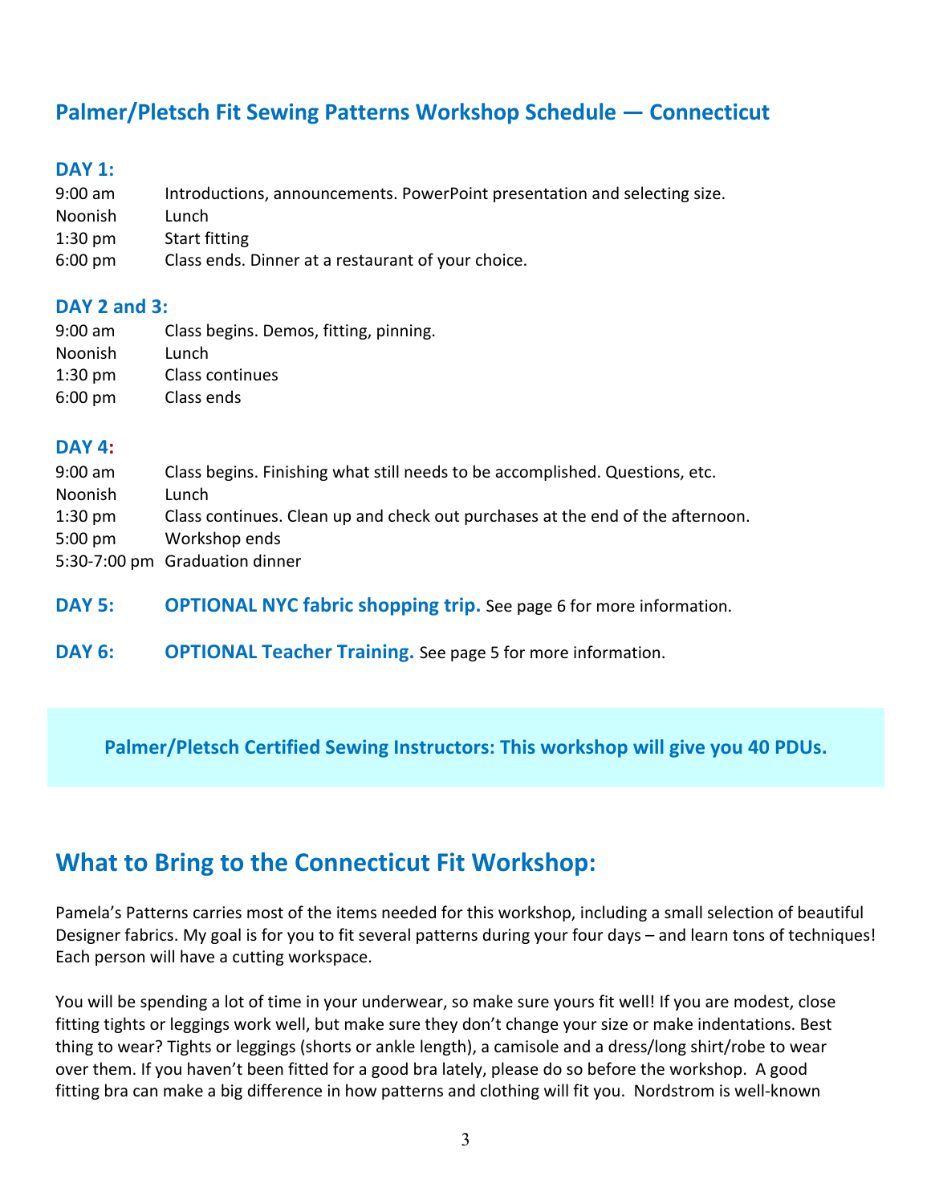## Palmer/Pletsch Fit Sewing Patterns Workshop Schedule — Connecticut

### DAY 1:

| | |
|---|---|
| 9:00 am | Introductions, announcements. PowerPoint presentation and selecting size. |
| Noonish | Lunch |
| 1:30 pm | Start fitting |
| 6:00 pm | Class ends. Dinner at a restaurant of your choice. |

### DAY 2 and 3:

| | |
|---|---|
| 9:00 am | Class begins. Demos, fitting, pinning. |
| Noonish | Lunch |
| 1:30 pm | Class continues |
| 6:00 pm | Class ends |

### DAY 4:

| | |
|---|---|
| 9:00 am | Class begins. Finishing what still needs to be accomplished. Questions, etc. |
| Noonish | Lunch |
| 1:30 pm | Class continues. Clean up and check out purchases at the end of the afternoon. |
| 5:00 pm | Workshop ends |
| 5:30-7:00 pm | Graduation dinner |

**DAY 5:** **OPTIONAL NYC fabric shopping trip.** See page 6 for more information.

**DAY 6:** **OPTIONAL Teacher Training.** See page 5 for more information.

**Palmer/Pletsch Certified Sewing Instructors: This workshop will give you 40 PDUs.**

## What to Bring to the Connecticut Fit Workshop:

Pamela's Patterns carries most of the items needed for this workshop, including a small selection of beautiful Designer fabrics. My goal is for you to fit several patterns during your four days – and learn tons of techniques! Each person will have a cutting workspace.

You will be spending a lot of time in your underwear, so make sure yours fit well! If you are modest, close fitting tights or leggings work well, but make sure they don't change your size or make indentations. Best thing to wear? Tights or leggings (shorts or ankle length), a camisole and a dress/long shirt/robe to wear over them. If you haven't been fitted for a good bra lately, please do so before the workshop. A good fitting bra can make a big difference in how patterns and clothing will fit you. Nordstrom is well-known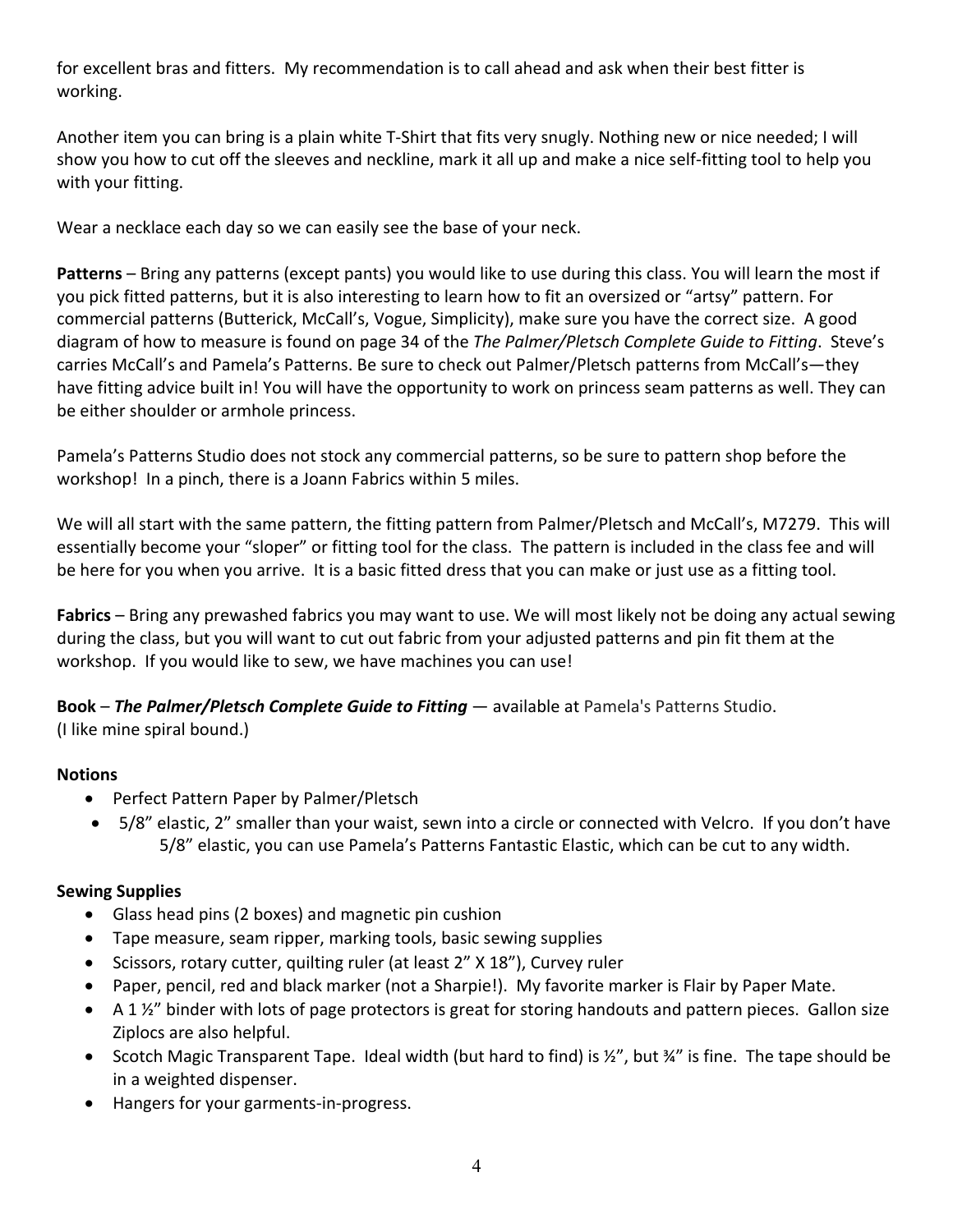for excellent bras and fitters. My recommendation is to call ahead and ask when their best fitter is working.

Another item you can bring is a plain white T-Shirt that fits very snugly. Nothing new or nice needed; I will show you how to cut off the sleeves and neckline, mark it all up and make a nice self-fitting tool to help you with your fitting.

Wear a necklace each day so we can easily see the base of your neck.

**Patterns** – Bring any patterns (except pants) you would like to use during this class. You will learn the most if you pick fitted patterns, but it is also interesting to learn how to fit an oversized or "artsy" pattern. For commercial patterns (Butterick, McCall's, Vogue, Simplicity), make sure you have the correct size. A good diagram of how to measure is found on page 34 of the *The Palmer/Pletsch Complete Guide to Fitting*. Steve's carries McCall's and Pamela's Patterns. Be sure to check out Palmer/Pletsch patterns from McCall's—they have fitting advice built in! You will have the opportunity to work on princess seam patterns as well. They can be either shoulder or armhole princess.

Pamela's Patterns Studio does not stock any commercial patterns, so be sure to pattern shop before the workshop! In a pinch, there is a Joann Fabrics within 5 miles.

We will all start with the same pattern, the fitting pattern from Palmer/Pletsch and McCall's, M7279. This will essentially become your "sloper" or fitting tool for the class. The pattern is included in the class fee and will be here for you when you arrive. It is a basic fitted dress that you can make or just use as a fitting tool.

**Fabrics** – Bring any prewashed fabrics you may want to use. We will most likely not be doing any actual sewing during the class, but you will want to cut out fabric from your adjusted patterns and pin fit them at the workshop. If you would like to sew, we have machines you can use!

**Book** – ***The Palmer/Pletsch Complete Guide to Fitting*** — available at Pamela's Patterns Studio.
(I like mine spiral bound.)

**Notions**

- Perfect Pattern Paper by Palmer/Pletsch
- 5/8" elastic, 2" smaller than your waist, sewn into a circle or connected with Velcro. If you don't have 5/8" elastic, you can use Pamela's Patterns Fantastic Elastic, which can be cut to any width.

**Sewing Supplies**

- Glass head pins (2 boxes) and magnetic pin cushion
- Tape measure, seam ripper, marking tools, basic sewing supplies
- Scissors, rotary cutter, quilting ruler (at least 2" X 18"), Curvey ruler
- Paper, pencil, red and black marker (not a Sharpie!). My favorite marker is Flair by Paper Mate.
- A 1 ½" binder with lots of page protectors is great for storing handouts and pattern pieces. Gallon size Ziplocs are also helpful.
- Scotch Magic Transparent Tape. Ideal width (but hard to find) is ½", but ¾" is fine. The tape should be in a weighted dispenser.
- Hangers for your garments-in-progress.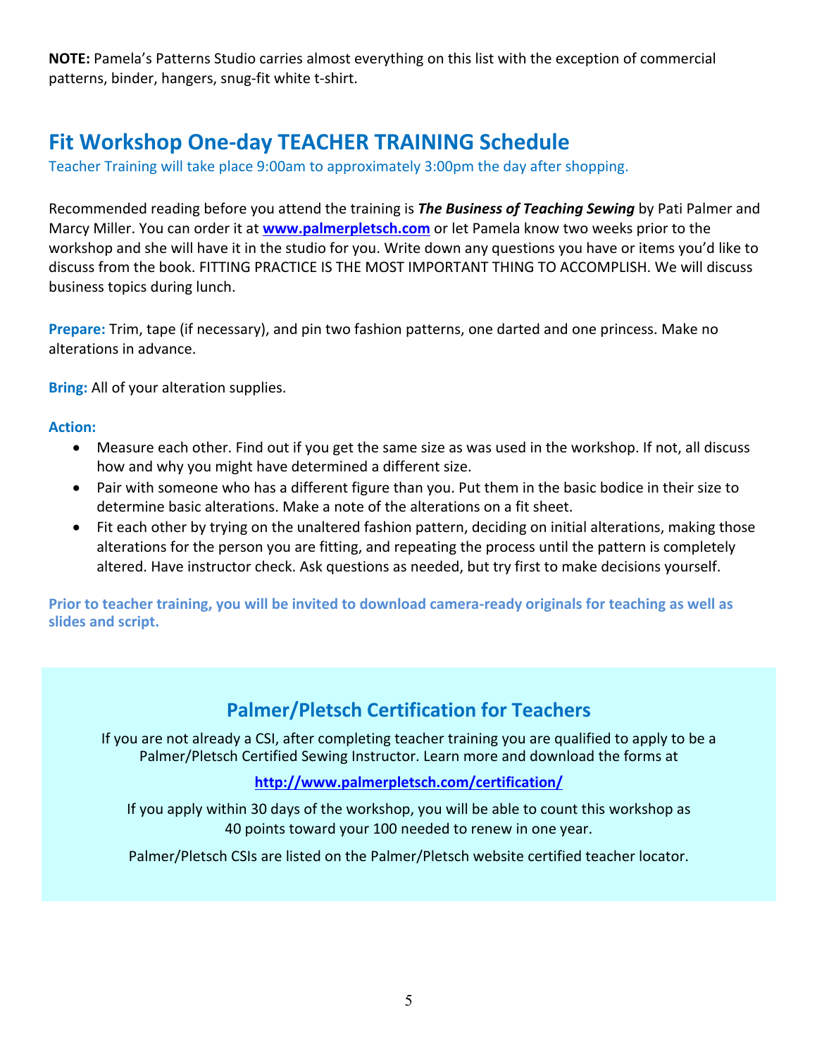**NOTE:** Pamela's Patterns Studio carries almost everything on this list with the exception of commercial patterns, binder, hangers, snug-fit white t-shirt.

## Fit Workshop One-day TEACHER TRAINING Schedule

Teacher Training will take place 9:00am to approximately 3:00pm the day after shopping.

Recommended reading before you attend the training is ***The Business of Teaching Sewing*** by Pati Palmer and Marcy Miller. You can order it at **[www.palmerpletsch.com](http://www.palmerpletsch.com)** or let Pamela know two weeks prior to the workshop and she will have it in the studio for you. Write down any questions you have or items you'd like to discuss from the book. FITTING PRACTICE IS THE MOST IMPORTANT THING TO ACCOMPLISH. We will discuss business topics during lunch.

**Prepare:** Trim, tape (if necessary), and pin two fashion patterns, one darted and one princess. Make no alterations in advance.

**Bring:** All of your alteration supplies.

**Action:**

- Measure each other. Find out if you get the same size as was used in the workshop. If not, all discuss how and why you might have determined a different size.
- Pair with someone who has a different figure than you. Put them in the basic bodice in their size to determine basic alterations. Make a note of the alterations on a fit sheet.
- Fit each other by trying on the unaltered fashion pattern, deciding on initial alterations, making those alterations for the person you are fitting, and repeating the process until the pattern is completely altered. Have instructor check. Ask questions as needed, but try first to make decisions yourself.

**Prior to teacher training, you will be invited to download camera-ready originals for teaching as well as slides and script.**

### Palmer/Pletsch Certification for Teachers

If you are not already a CSI, after completing teacher training you are qualified to apply to be a Palmer/Pletsch Certified Sewing Instructor. Learn more and download the forms at

**<http://www.palmerpletsch.com/certification/>**

If you apply within 30 days of the workshop, you will be able to count this workshop as 40 points toward your 100 needed to renew in one year.

Palmer/Pletsch CSIs are listed on the Palmer/Pletsch website certified teacher locator.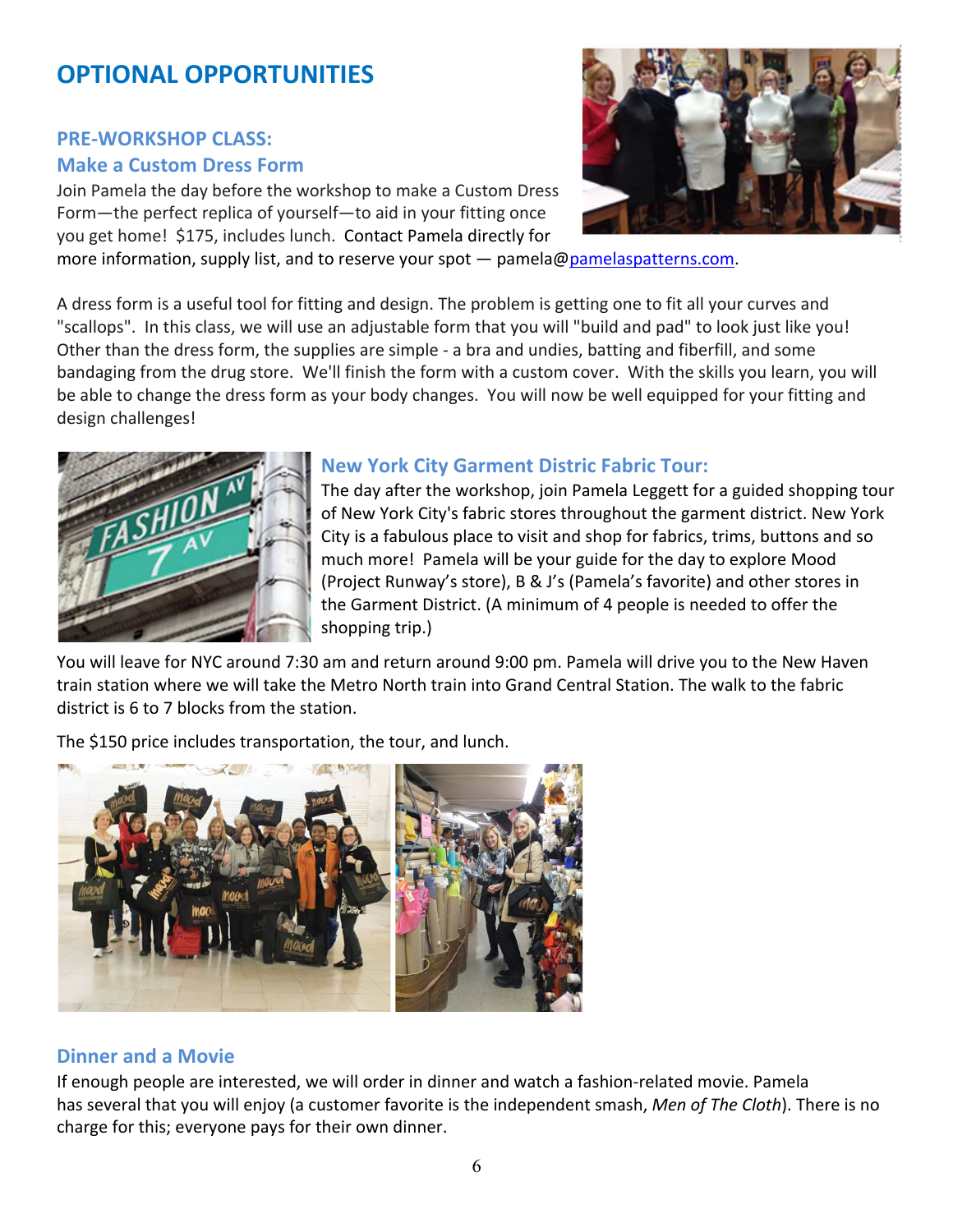# OPTIONAL OPPORTUNITIES

## PRE-WORKSHOP CLASS:
## Make a Custom Dress Form

Join Pamela the day before the workshop to make a Custom Dress Form—the perfect replica of yourself—to aid in your fitting once you get home! $175, includes lunch. Contact Pamela directly for more information, supply list, and to reserve your spot — pamela@pamelaspatterns.com.

A dress form is a useful tool for fitting and design. The problem is getting one to fit all your curves and "scallops". In this class, we will use an adjustable form that you will "build and pad" to look just like you! Other than the dress form, the supplies are simple - a bra and undies, batting and fiberfill, and some bandaging from the drug store. We'll finish the form with a custom cover. With the skills you learn, you will be able to change the dress form as your body changes. You will now be well equipped for your fitting and design challenges!

## New York City Garment Distric Fabric Tour:

The day after the workshop, join Pamela Leggett for a guided shopping tour of New York City's fabric stores throughout the garment district. New York City is a fabulous place to visit and shop for fabrics, trims, buttons and so much more! Pamela will be your guide for the day to explore Mood (Project Runway's store), B & J's (Pamela's favorite) and other stores in the Garment District. (A minimum of 4 people is needed to offer the shopping trip.)

You will leave for NYC around 7:30 am and return around 9:00 pm. Pamela will drive you to the New Haven train station where we will take the Metro North train into Grand Central Station. The walk to the fabric district is 6 to 7 blocks from the station.

The $150 price includes transportation, the tour, and lunch.

## Dinner and a Movie

If enough people are interested, we will order in dinner and watch a fashion-related movie. Pamela has several that you will enjoy (a customer favorite is the independent smash, *Men of The Cloth*). There is no charge for this; everyone pays for their own dinner.